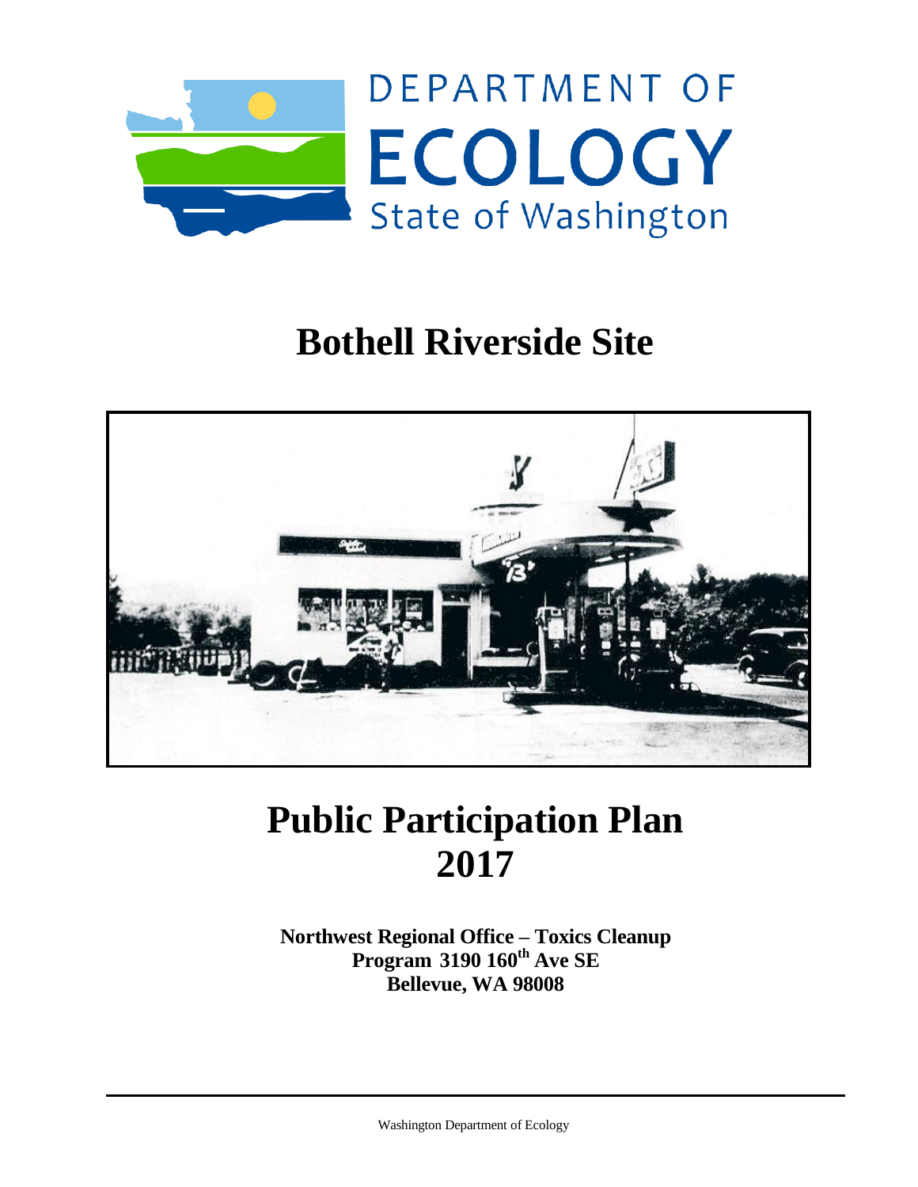DEPARTMENT OF
ECOLOGY
State of Washington

# Bothell Riverside Site

# Public Participation Plan 2017

**Northwest Regional Office – Toxics Cleanup Program 3190 160th Ave SE**
**Bellevue, WA 98008**

Washington Department of Ecology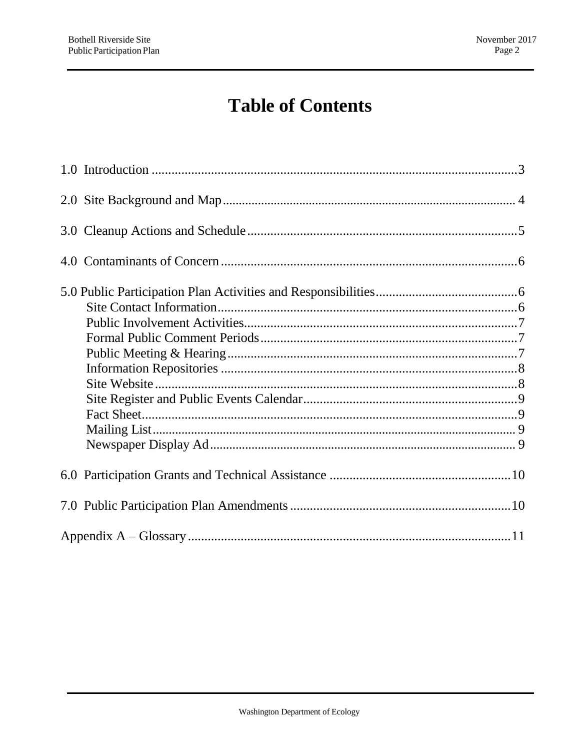# Table of Contents

1.0 Introduction ............................................................................................................3

2.0 Site Background and Map........................................................................................ 4

3.0 Cleanup Actions and Schedule................................................................................5

4.0 Contaminants of Concern.........................................................................................6

5.0 Public Participation Plan Activities and Responsibilities...........................................6
- Site Contact Information..........................................................................................6
- Public Involvement Activities...................................................................................7
- Formal Public Comment Periods.............................................................................7
- Public Meeting & Hearing........................................................................................7
- Information Repositories .........................................................................................8
- Site Website.............................................................................................................8
- Site Register and Public Events Calendar................................................................9
- Fact Sheet................................................................................................................9
- Mailing List.............................................................................................................. 9
- Newspaper Display Ad............................................................................................. 9

6.0 Participation Grants and Technical Assistance .......................................................10

7.0 Public Participation Plan Amendments...................................................................10

Appendix A – Glossary..................................................................................................11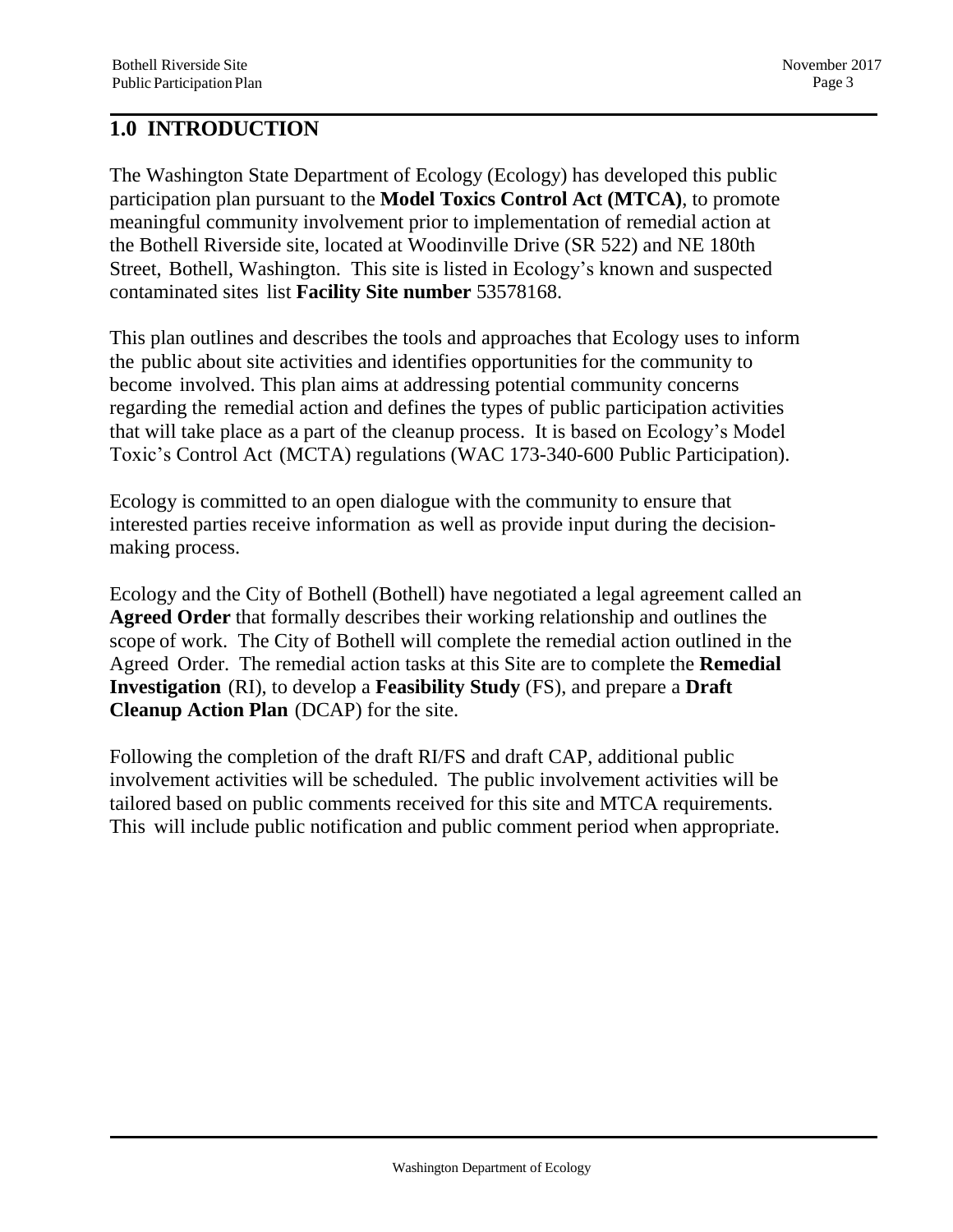# 1.0 INTRODUCTION

The Washington State Department of Ecology (Ecology) has developed this public participation plan pursuant to the **Model Toxics Control Act (MTCA)**, to promote meaningful community involvement prior to implementation of remedial action at the Bothell Riverside site, located at Woodinville Drive (SR 522) and NE 180th Street, Bothell, Washington. This site is listed in Ecology's known and suspected contaminated sites list **Facility Site number** 53578168.

This plan outlines and describes the tools and approaches that Ecology uses to inform the public about site activities and identifies opportunities for the community to become involved. This plan aims at addressing potential community concerns regarding the remedial action and defines the types of public participation activities that will take place as a part of the cleanup process. It is based on Ecology's Model Toxic's Control Act (MCTA) regulations (WAC 173-340-600 Public Participation).

Ecology is committed to an open dialogue with the community to ensure that interested parties receive information as well as provide input during the decision-making process.

Ecology and the City of Bothell (Bothell) have negotiated a legal agreement called an **Agreed Order** that formally describes their working relationship and outlines the scope of work. The City of Bothell will complete the remedial action outlined in the Agreed Order. The remedial action tasks at this Site are to complete the **Remedial Investigation** (RI), to develop a **Feasibility Study** (FS), and prepare a **Draft Cleanup Action Plan** (DCAP) for the site.

Following the completion of the draft RI/FS and draft CAP, additional public involvement activities will be scheduled. The public involvement activities will be tailored based on public comments received for this site and MTCA requirements. This will include public notification and public comment period when appropriate.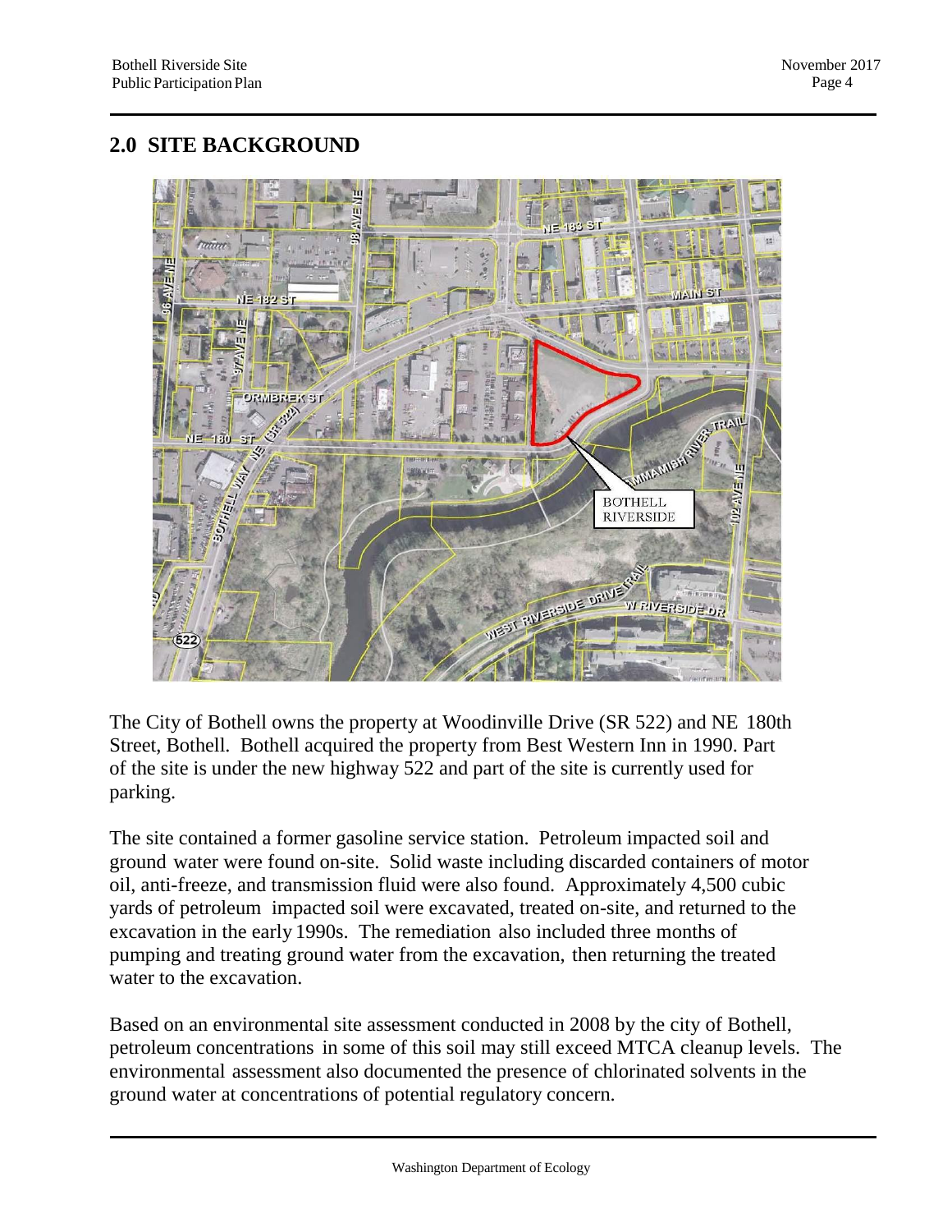## 2.0 SITE BACKGROUND

The City of Bothell owns the property at Woodinville Drive (SR 522) and NE 180th Street, Bothell. Bothell acquired the property from Best Western Inn in 1990. Part of the site is under the new highway 522 and part of the site is currently used for parking.

The site contained a former gasoline service station. Petroleum impacted soil and ground water were found on-site. Solid waste including discarded containers of motor oil, anti-freeze, and transmission fluid were also found. Approximately 4,500 cubic yards of petroleum impacted soil were excavated, treated on-site, and returned to the excavation in the early 1990s. The remediation also included three months of pumping and treating ground water from the excavation, then returning the treated water to the excavation.

Based on an environmental site assessment conducted in 2008 by the city of Bothell, petroleum concentrations in some of this soil may still exceed MTCA cleanup levels. The environmental assessment also documented the presence of chlorinated solvents in the ground water at concentrations of potential regulatory concern.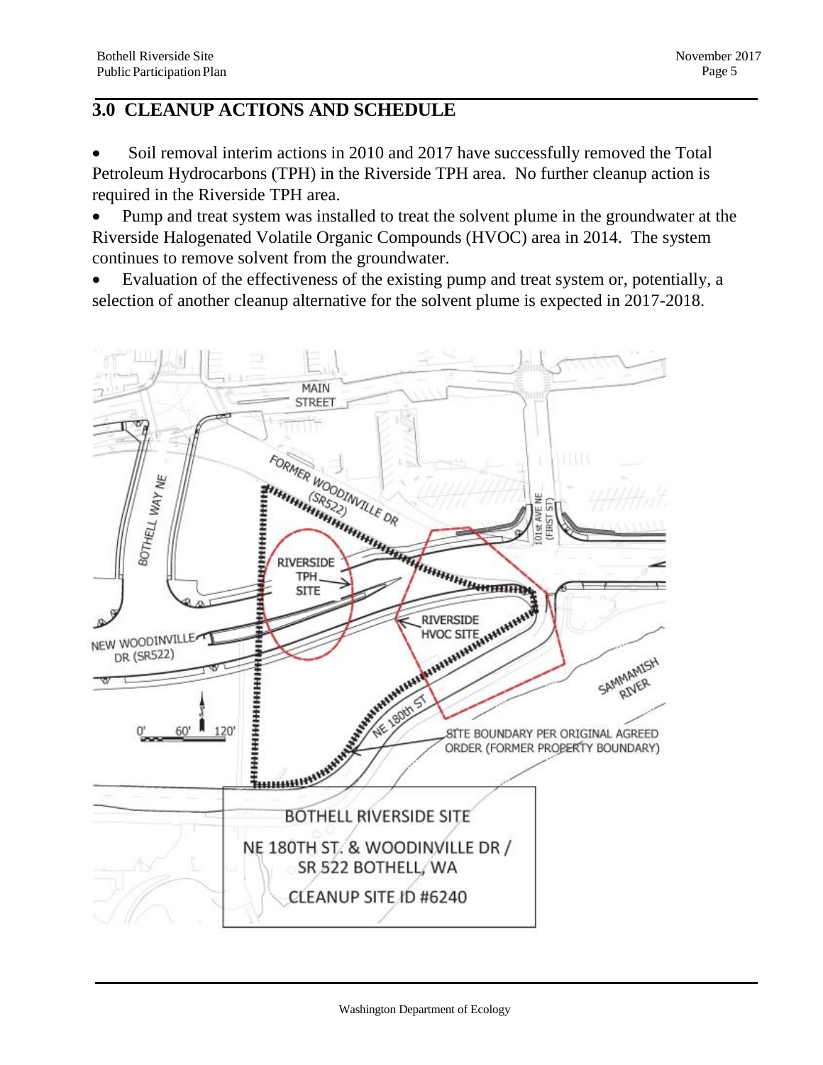## 3.0 CLEANUP ACTIONS AND SCHEDULE

- Soil removal interim actions in 2010 and 2017 have successfully removed the Total Petroleum Hydrocarbons (TPH) in the Riverside TPH area. No further cleanup action is required in the Riverside TPH area.
- Pump and treat system was installed to treat the solvent plume in the groundwater at the Riverside Halogenated Volatile Organic Compounds (HVOC) area in 2014. The system continues to remove solvent from the groundwater.
- Evaluation of the effectiveness of the existing pump and treat system or, potentially, a selection of another cleanup alternative for the solvent plume is expected in 2017-2018.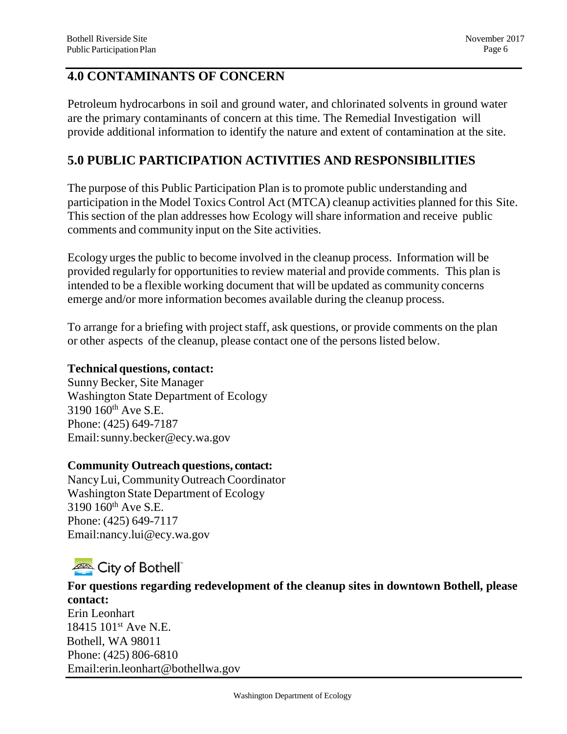## 4.0 CONTAMINANTS OF CONCERN

Petroleum hydrocarbons in soil and ground water, and chlorinated solvents in ground water are the primary contaminants of concern at this time. The Remedial Investigation will provide additional information to identify the nature and extent of contamination at the site.

## 5.0 PUBLIC PARTICIPATION ACTIVITIES AND RESPONSIBILITIES

The purpose of this Public Participation Plan is to promote public understanding and participation in the Model Toxics Control Act (MTCA) cleanup activities planned for this Site. This section of the plan addresses how Ecology will share information and receive public comments and community input on the Site activities.

Ecology urges the public to become involved in the cleanup process. Information will be provided regularly for opportunities to review material and provide comments. This plan is intended to be a flexible working document that will be updated as community concerns emerge and/or more information becomes available during the cleanup process.

To arrange for a briefing with project staff, ask questions, or provide comments on the plan or other aspects of the cleanup, please contact one of the persons listed below.

**Technical questions, contact:**
Sunny Becker, Site Manager
Washington State Department of Ecology
3190 160th Ave S.E.
Phone: (425) 649-7187
Email: sunny.becker@ecy.wa.gov

**Community Outreach questions, contact:**
Nancy Lui, Community Outreach Coordinator
Washington State Department of Ecology
3190 160th Ave S.E.
Phone: (425) 649-7117
Email:nancy.lui@ecy.wa.gov

City of Bothell

**For questions regarding redevelopment of the cleanup sites in downtown Bothell, please contact:**
Erin Leonhart
18415 101st Ave N.E.
Bothell, WA 98011
Phone: (425) 806-6810
Email:erin.leonhart@bothellwa.gov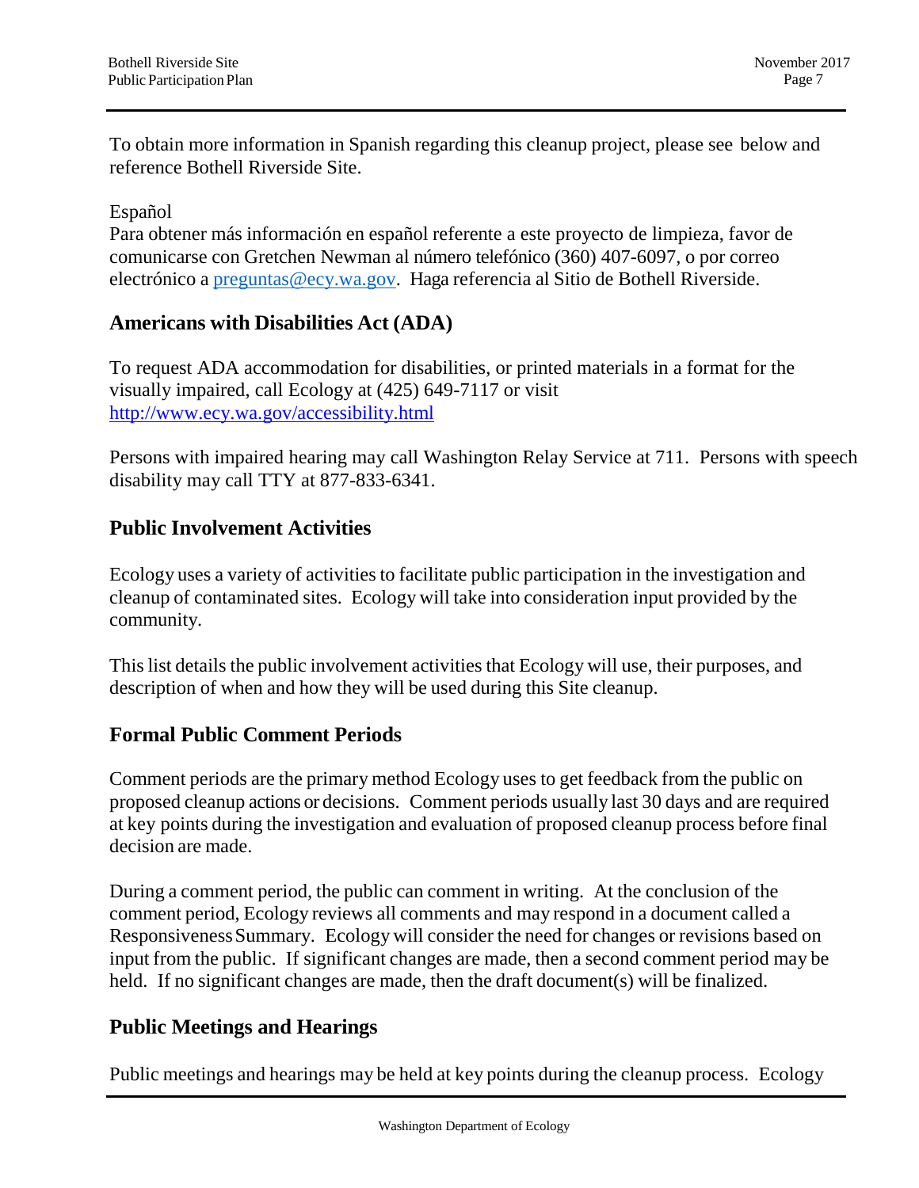To obtain more information in Spanish regarding this cleanup project, please see below and reference Bothell Riverside Site.

Español
Para obtener más información en español referente a este proyecto de limpieza, favor de comunicarse con Gretchen Newman al número telefónico (360) 407-6097, o por correo electrónico a preguntas@ecy.wa.gov. Haga referencia al Sitio de Bothell Riverside.

## Americans with Disabilities Act (ADA)

To request ADA accommodation for disabilities, or printed materials in a format for the visually impaired, call Ecology at (425) 649-7117 or visit http://www.ecy.wa.gov/accessibility.html

Persons with impaired hearing may call Washington Relay Service at 711. Persons with speech disability may call TTY at 877-833-6341.

## Public Involvement Activities

Ecology uses a variety of activities to facilitate public participation in the investigation and cleanup of contaminated sites. Ecology will take into consideration input provided by the community.

This list details the public involvement activities that Ecology will use, their purposes, and description of when and how they will be used during this Site cleanup.

## Formal Public Comment Periods

Comment periods are the primary method Ecology uses to get feedback from the public on proposed cleanup actions or decisions. Comment periods usually last 30 days and are required at key points during the investigation and evaluation of proposed cleanup process before final decision are made.

During a comment period, the public can comment in writing. At the conclusion of the comment period, Ecology reviews all comments and may respond in a document called a Responsiveness Summary. Ecology will consider the need for changes or revisions based on input from the public. If significant changes are made, then a second comment period may be held. If no significant changes are made, then the draft document(s) will be finalized.

## Public Meetings and Hearings

Public meetings and hearings may be held at key points during the cleanup process. Ecology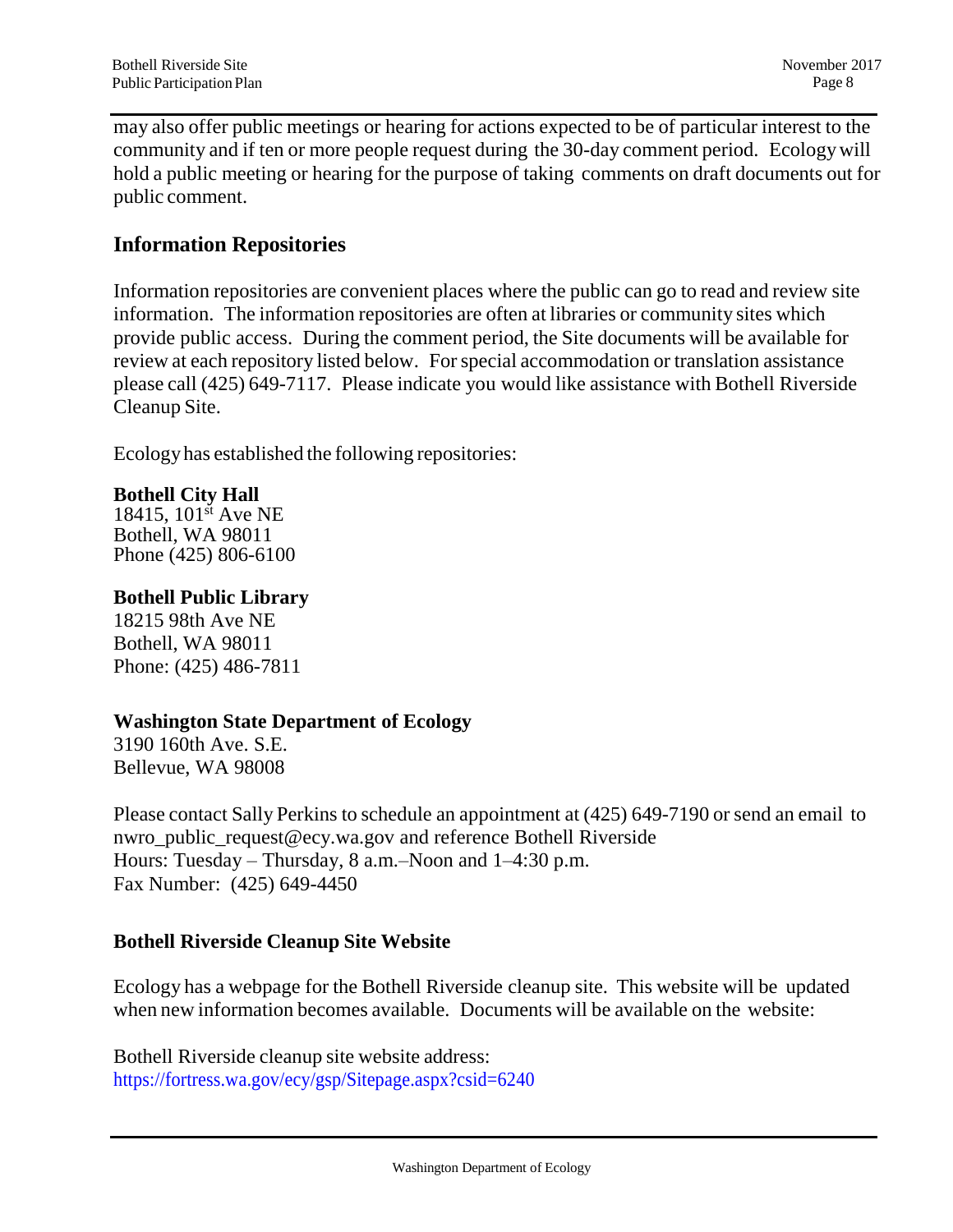may also offer public meetings or hearing for actions expected to be of particular interest to the community and if ten or more people request during the 30-day comment period. Ecology will hold a public meeting or hearing for the purpose of taking comments on draft documents out for public comment.

## Information Repositories

Information repositories are convenient places where the public can go to read and review site information. The information repositories are often at libraries or community sites which provide public access. During the comment period, the Site documents will be available for review at each repository listed below. For special accommodation or translation assistance please call (425) 649-7117. Please indicate you would like assistance with Bothell Riverside Cleanup Site.

Ecology has established the following repositories:

**Bothell City Hall**
18415, 101st Ave NE
Bothell, WA 98011
Phone (425) 806-6100

**Bothell Public Library**
18215 98th Ave NE
Bothell, WA 98011
Phone: (425) 486-7811

**Washington State Department of Ecology**
3190 160th Ave. S.E.
Bellevue, WA 98008

Please contact Sally Perkins to schedule an appointment at (425) 649-7190 or send an email to nwro_public_request@ecy.wa.gov and reference Bothell Riverside
Hours: Tuesday – Thursday, 8 a.m.–Noon and 1–4:30 p.m.
Fax Number: (425) 649-4450

### Bothell Riverside Cleanup Site Website

Ecology has a webpage for the Bothell Riverside cleanup site. This website will be updated when new information becomes available. Documents will be available on the website:

Bothell Riverside cleanup site website address:
https://fortress.wa.gov/ecy/gsp/Sitepage.aspx?csid=6240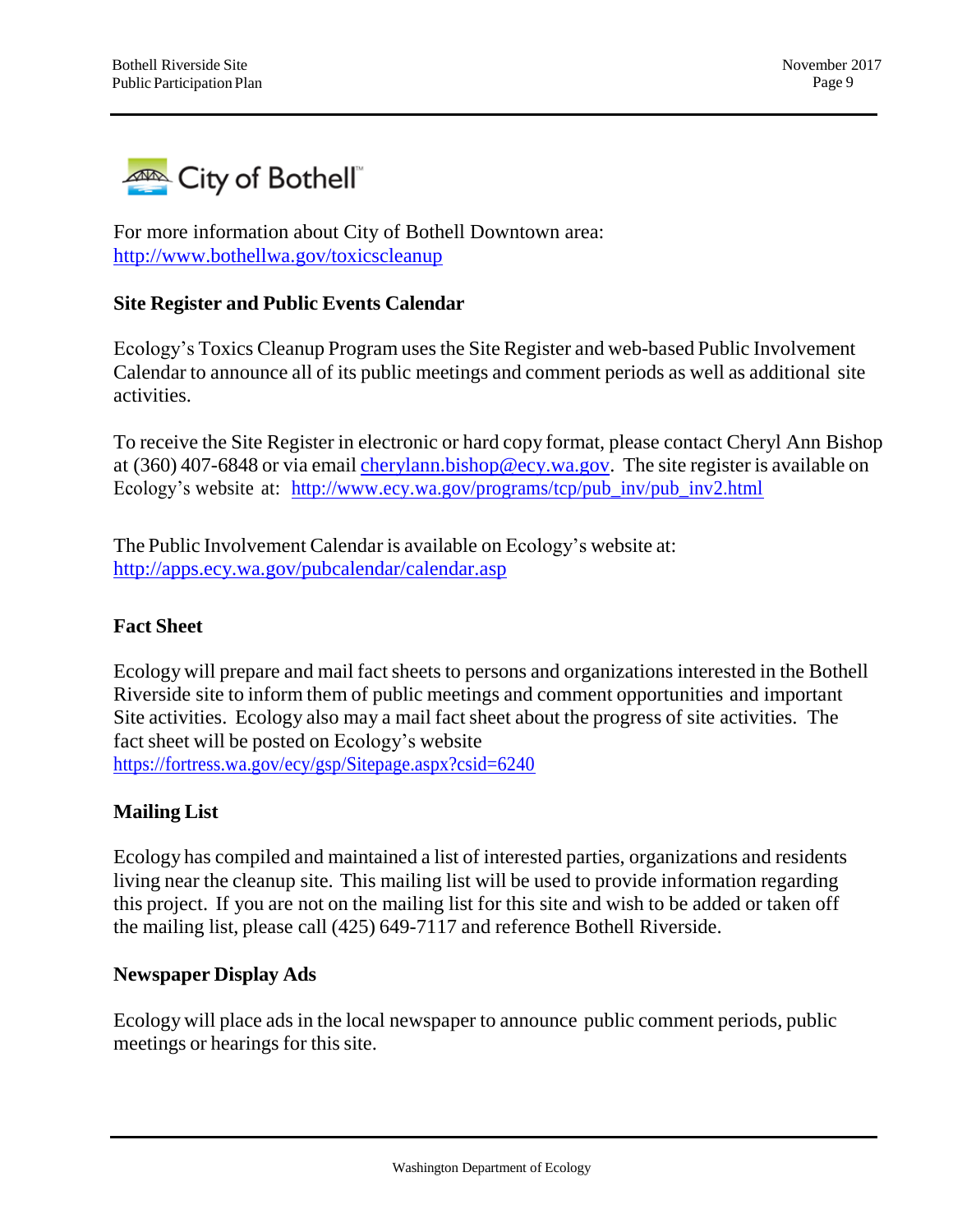City of Bothell

For more information about City of Bothell Downtown area:
http://www.bothellwa.gov/toxicscleanup

### Site Register and Public Events Calendar

Ecology's Toxics Cleanup Program uses the Site Register and web-based Public Involvement Calendar to announce all of its public meetings and comment periods as well as additional site activities.

To receive the Site Register in electronic or hard copy format, please contact Cheryl Ann Bishop at (360) 407-6848 or via email cherylann.bishop@ecy.wa.gov. The site register is available on Ecology's website at: http://www.ecy.wa.gov/programs/tcp/pub_inv/pub_inv2.html

The Public Involvement Calendar is available on Ecology's website at:
http://apps.ecy.wa.gov/pubcalendar/calendar.asp

### Fact Sheet

Ecology will prepare and mail fact sheets to persons and organizations interested in the Bothell Riverside site to inform them of public meetings and comment opportunities and important Site activities. Ecology also may a mail fact sheet about the progress of site activities. The fact sheet will be posted on Ecology's website
https://fortress.wa.gov/ecy/gsp/Sitepage.aspx?csid=6240

### Mailing List

Ecology has compiled and maintained a list of interested parties, organizations and residents living near the cleanup site. This mailing list will be used to provide information regarding this project. If you are not on the mailing list for this site and wish to be added or taken off the mailing list, please call (425) 649-7117 and reference Bothell Riverside.

### Newspaper Display Ads

Ecology will place ads in the local newspaper to announce public comment periods, public meetings or hearings for this site.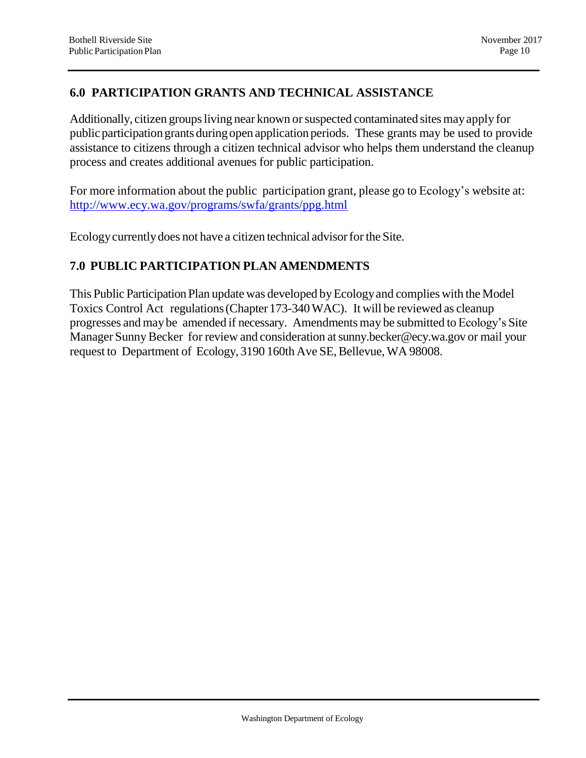## 6.0 PARTICIPATION GRANTS AND TECHNICAL ASSISTANCE

Additionally, citizen groups living near known or suspected contaminated sites may apply for public participation grants during open application periods. These grants may be used to provide assistance to citizens through a citizen technical advisor who helps them understand the cleanup process and creates additional avenues for public participation.

For more information about the public participation grant, please go to Ecology's website at: http://www.ecy.wa.gov/programs/swfa/grants/ppg.html

Ecology currently does not have a citizen technical advisor for the Site.

## 7.0 PUBLIC PARTICIPATION PLAN AMENDMENTS

This Public Participation Plan update was developed by Ecology and complies with the Model Toxics Control Act regulations (Chapter 173-340 WAC). It will be reviewed as cleanup progresses and may be amended if necessary. Amendments may be submitted to Ecology's Site Manager Sunny Becker for review and consideration at sunny.becker@ecy.wa.gov or mail your request to Department of Ecology, 3190 160th Ave SE, Bellevue, WA 98008.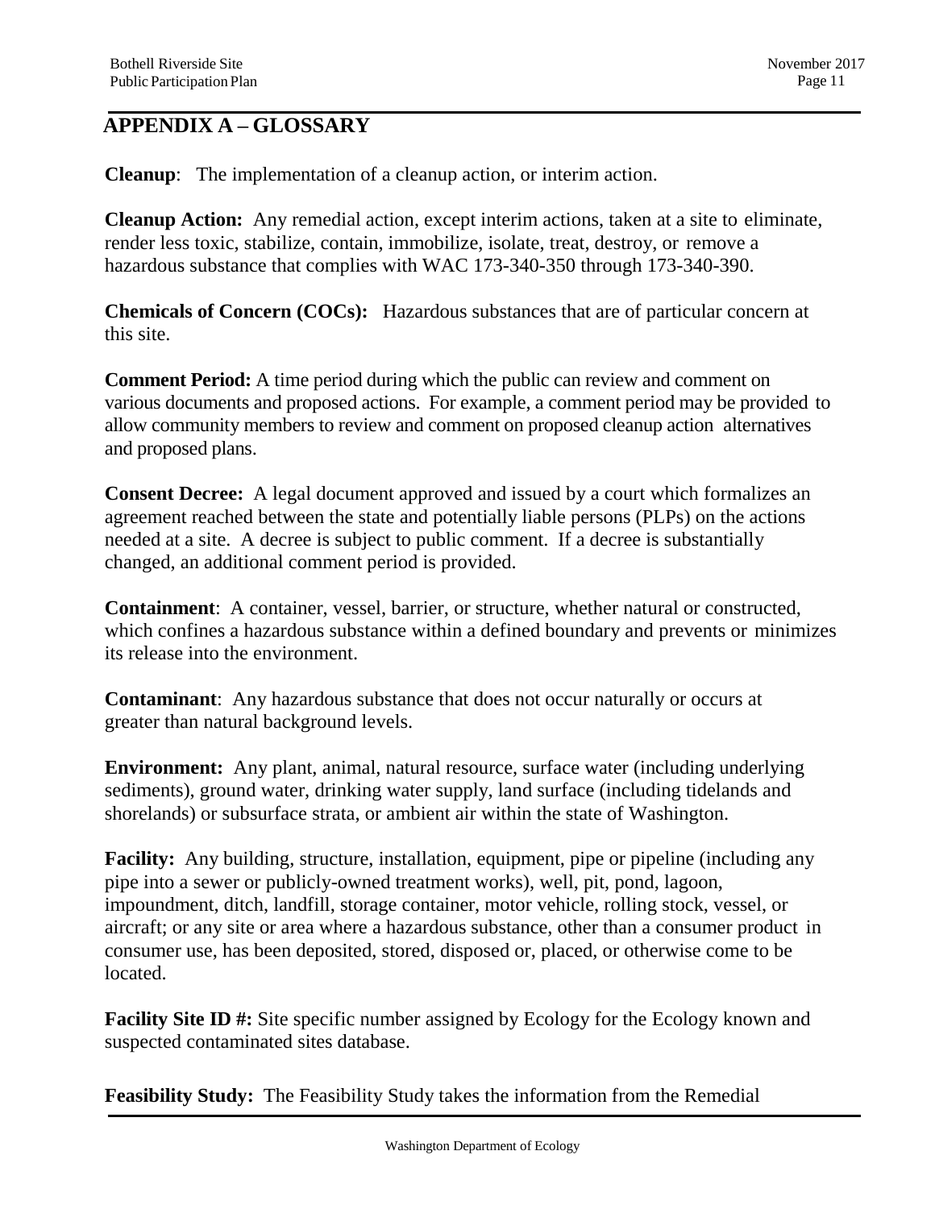# APPENDIX A – GLOSSARY

**Cleanup**: The implementation of a cleanup action, or interim action.

**Cleanup Action:** Any remedial action, except interim actions, taken at a site to eliminate, render less toxic, stabilize, contain, immobilize, isolate, treat, destroy, or remove a hazardous substance that complies with WAC 173-340-350 through 173-340-390.

**Chemicals of Concern (COCs):** Hazardous substances that are of particular concern at this site.

**Comment Period:** A time period during which the public can review and comment on various documents and proposed actions. For example, a comment period may be provided to allow community members to review and comment on proposed cleanup action alternatives and proposed plans.

**Consent Decree:** A legal document approved and issued by a court which formalizes an agreement reached between the state and potentially liable persons (PLPs) on the actions needed at a site. A decree is subject to public comment. If a decree is substantially changed, an additional comment period is provided.

**Containment**: A container, vessel, barrier, or structure, whether natural or constructed, which confines a hazardous substance within a defined boundary and prevents or minimizes its release into the environment.

**Contaminant**: Any hazardous substance that does not occur naturally or occurs at greater than natural background levels.

**Environment:** Any plant, animal, natural resource, surface water (including underlying sediments), ground water, drinking water supply, land surface (including tidelands and shorelands) or subsurface strata, or ambient air within the state of Washington.

**Facility:** Any building, structure, installation, equipment, pipe or pipeline (including any pipe into a sewer or publicly-owned treatment works), well, pit, pond, lagoon, impoundment, ditch, landfill, storage container, motor vehicle, rolling stock, vessel, or aircraft; or any site or area where a hazardous substance, other than a consumer product in consumer use, has been deposited, stored, disposed or, placed, or otherwise come to be located.

**Facility Site ID #:** Site specific number assigned by Ecology for the Ecology known and suspected contaminated sites database.

**Feasibility Study:** The Feasibility Study takes the information from the Remedial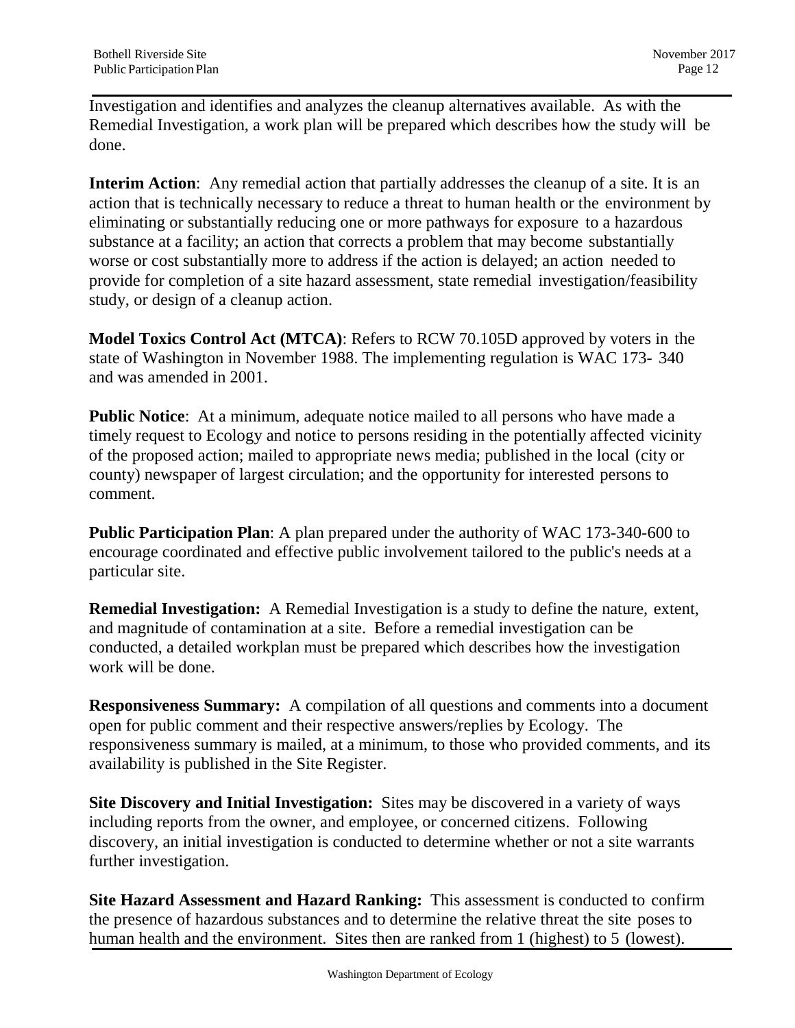Investigation and identifies and analyzes the cleanup alternatives available. As with the Remedial Investigation, a work plan will be prepared which describes how the study will be done.

**Interim Action**: Any remedial action that partially addresses the cleanup of a site. It is an action that is technically necessary to reduce a threat to human health or the environment by eliminating or substantially reducing one or more pathways for exposure to a hazardous substance at a facility; an action that corrects a problem that may become substantially worse or cost substantially more to address if the action is delayed; an action needed to provide for completion of a site hazard assessment, state remedial investigation/feasibility study, or design of a cleanup action.

**Model Toxics Control Act (MTCA)**: Refers to RCW 70.105D approved by voters in the state of Washington in November 1988. The implementing regulation is WAC 173- 340 and was amended in 2001.

**Public Notice**: At a minimum, adequate notice mailed to all persons who have made a timely request to Ecology and notice to persons residing in the potentially affected vicinity of the proposed action; mailed to appropriate news media; published in the local (city or county) newspaper of largest circulation; and the opportunity for interested persons to comment.

**Public Participation Plan**: A plan prepared under the authority of WAC 173-340-600 to encourage coordinated and effective public involvement tailored to the public's needs at a particular site.

**Remedial Investigation:** A Remedial Investigation is a study to define the nature, extent, and magnitude of contamination at a site. Before a remedial investigation can be conducted, a detailed workplan must be prepared which describes how the investigation work will be done.

**Responsiveness Summary:** A compilation of all questions and comments into a document open for public comment and their respective answers/replies by Ecology. The responsiveness summary is mailed, at a minimum, to those who provided comments, and its availability is published in the Site Register.

**Site Discovery and Initial Investigation:** Sites may be discovered in a variety of ways including reports from the owner, and employee, or concerned citizens. Following discovery, an initial investigation is conducted to determine whether or not a site warrants further investigation.

**Site Hazard Assessment and Hazard Ranking:** This assessment is conducted to confirm the presence of hazardous substances and to determine the relative threat the site poses to human health and the environment. Sites then are ranked from 1 (highest) to 5 (lowest).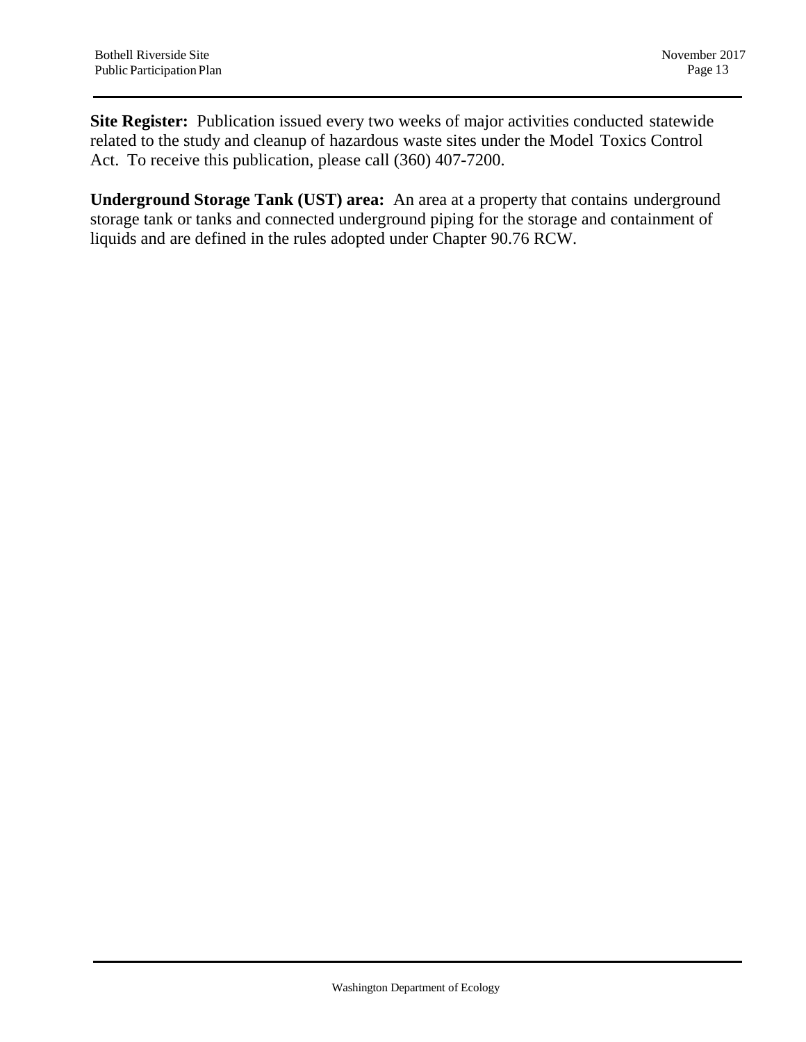**Site Register:** Publication issued every two weeks of major activities conducted statewide related to the study and cleanup of hazardous waste sites under the Model Toxics Control Act. To receive this publication, please call (360) 407-7200.

**Underground Storage Tank (UST) area:** An area at a property that contains underground storage tank or tanks and connected underground piping for the storage and containment of liquids and are defined in the rules adopted under Chapter 90.76 RCW.